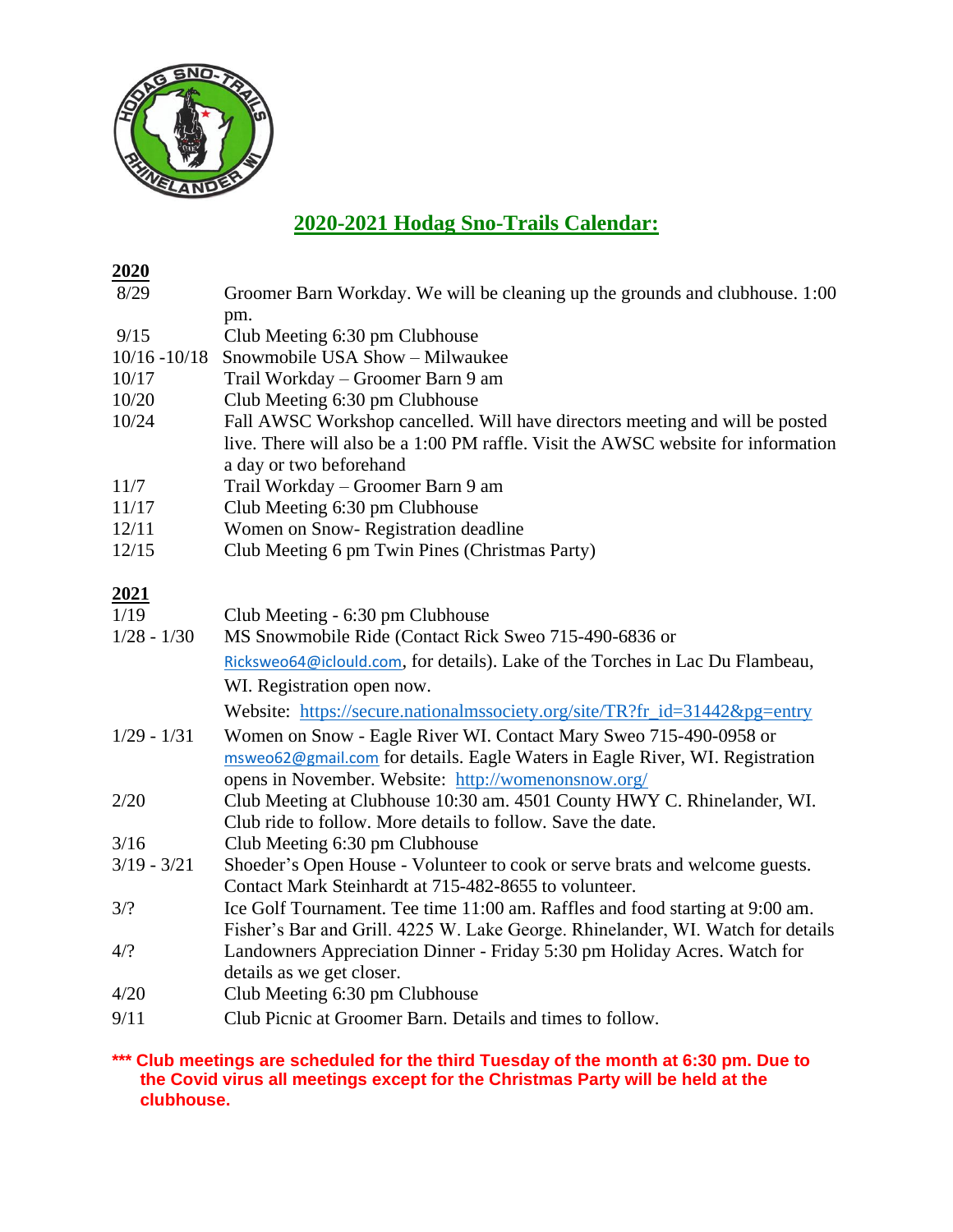# 2020-2021 Hodag Sno-Trails Calendar:

**2020**

| | |
|---|---|
| 8/29 | Groomer Barn Workday. We will be cleaning up the grounds and clubhouse. 1:00 pm. |
| 9/15 | Club Meeting 6:30 pm Clubhouse |
| 10/16 -10/18 | Snowmobile USA Show – Milwaukee |
| 10/17 | Trail Workday – Groomer Barn 9 am |
| 10/20 | Club Meeting 6:30 pm Clubhouse |
| 10/24 | Fall AWSC Workshop cancelled. Will have directors meeting and will be posted live. There will also be a 1:00 PM raffle. Visit the AWSC website for information a day or two beforehand |
| 11/7 | Trail Workday – Groomer Barn 9 am |
| 11/17 | Club Meeting 6:30 pm Clubhouse |
| 12/11 | Women on Snow- Registration deadline |
| 12/15 | Club Meeting 6 pm Twin Pines (Christmas Party) |

**2021**

| | |
|---|---|
| 1/19 | Club Meeting - 6:30 pm Clubhouse |
| 1/28 - 1/30 | MS Snowmobile Ride (Contact Rick Sweo 715-490-6836 or Ricksweo64@iclould.com, for details). Lake of the Torches in Lac Du Flambeau, WI. Registration open now. Website: https://secure.nationalmssociety.org/site/TR?fr_id=31442&pg=entry |
| 1/29 - 1/31 | Women on Snow - Eagle River WI. Contact Mary Sweo 715-490-0958 or msweo62@gmail.com for details. Eagle Waters in Eagle River, WI. Registration opens in November. Website: http://womenonsnow.org/ |
| 2/20 | Club Meeting at Clubhouse 10:30 am. 4501 County HWY C. Rhinelander, WI. Club ride to follow. More details to follow. Save the date. |
| 3/16 | Club Meeting 6:30 pm Clubhouse |
| 3/19 - 3/21 | Shoeder's Open House - Volunteer to cook or serve brats and welcome guests. Contact Mark Steinhardt at 715-482-8655 to volunteer. |
| 3/? | Ice Golf Tournament. Tee time 11:00 am. Raffles and food starting at 9:00 am. Fisher's Bar and Grill. 4225 W. Lake George. Rhinelander, WI. Watch for details |
| 4/? | Landowners Appreciation Dinner - Friday 5:30 pm Holiday Acres. Watch for details as we get closer. |
| 4/20 | Club Meeting 6:30 pm Clubhouse |
| 9/11 | Club Picnic at Groomer Barn. Details and times to follow. |

**\*\*\* Club meetings are scheduled for the third Tuesday of the month at 6:30 pm. Due to the Covid virus all meetings except for the Christmas Party will be held at the clubhouse.**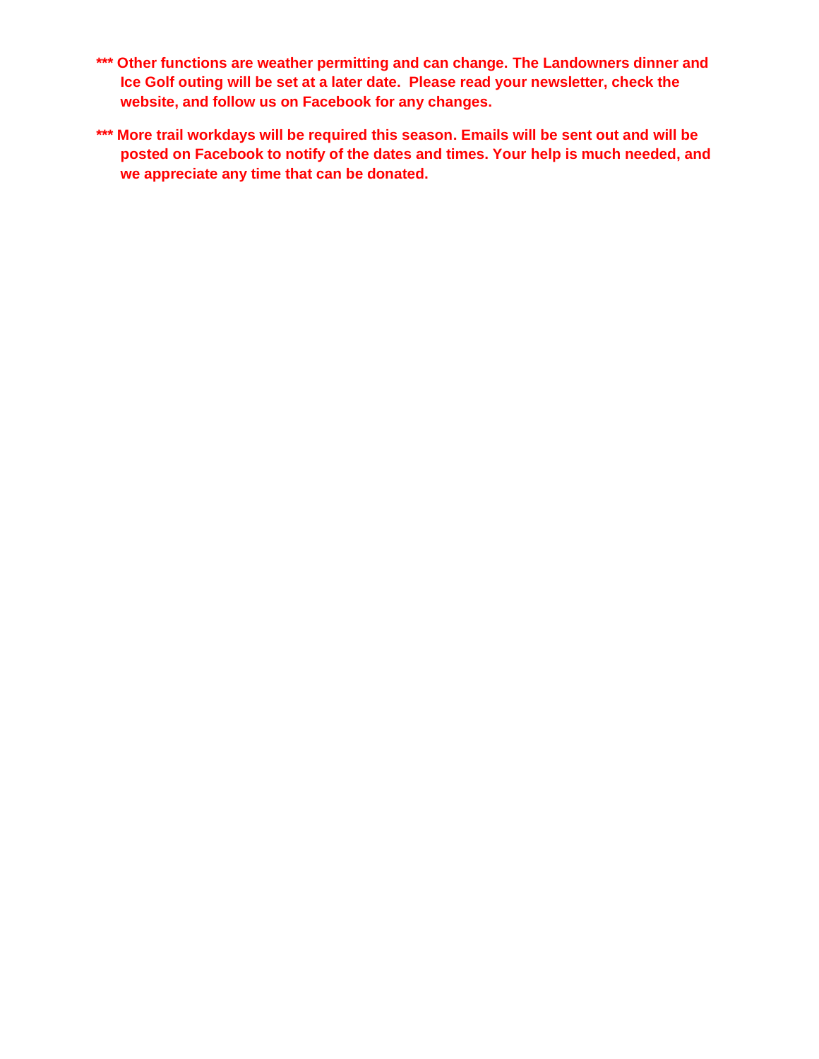**\*\*\* Other functions are weather permitting and can change. The Landowners dinner and Ice Golf outing will be set at a later date. Please read your newsletter, check the website, and follow us on Facebook for any changes.**

**\*\*\* More trail workdays will be required this season. Emails will be sent out and will be posted on Facebook to notify of the dates and times. Your help is much needed, and we appreciate any time that can be donated.**